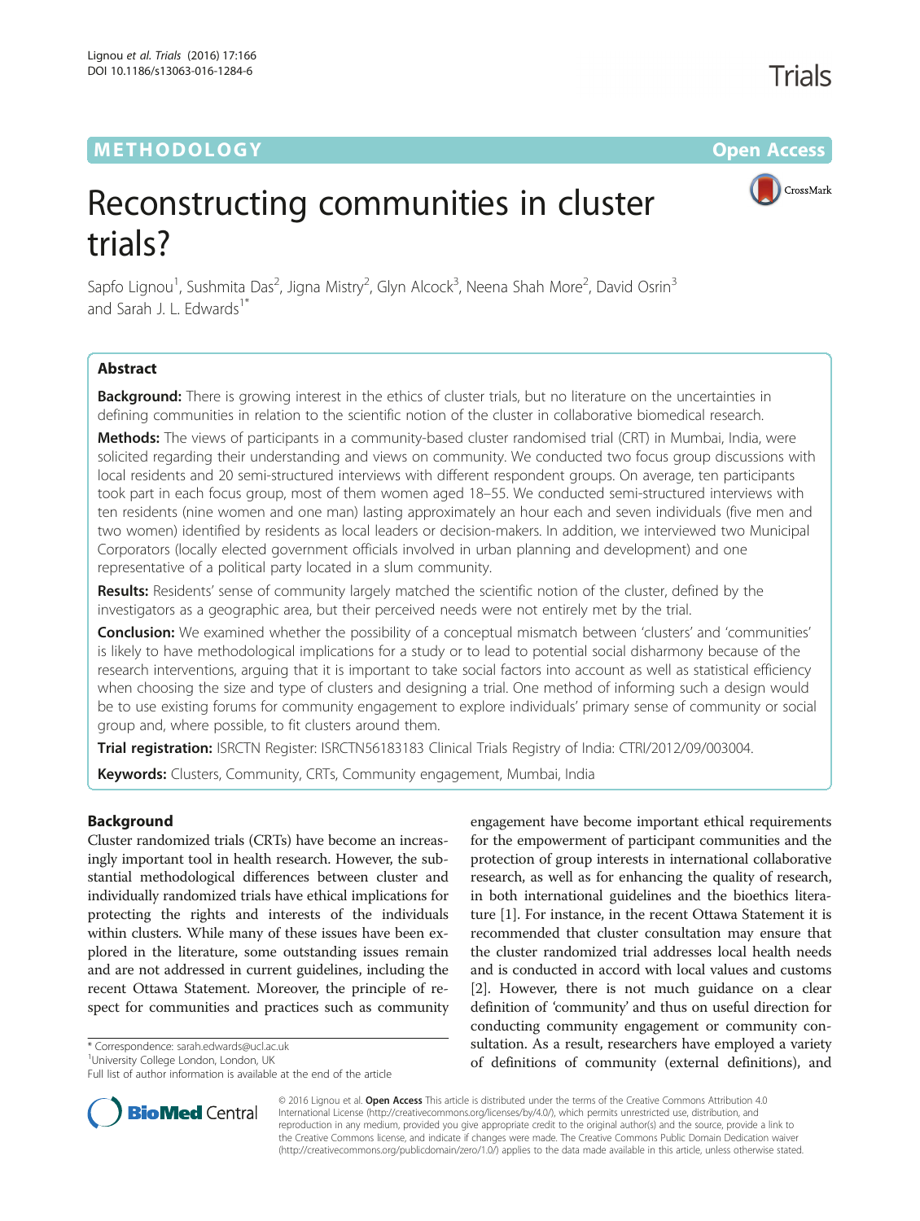METHODOLOGY **Open Access**

# Reconstructing communities in cluster trials?

Sapfo Lignou[1], Sushmita Das[2], Jigna Mistry[2], Glyn Alcock[3], Neena Shah More[2], David Osrin[3] and Sarah J. L. Edwards[1*]

## Abstract

**Background:** There is growing interest in the ethics of cluster trials, but no literature on the uncertainties in defining communities in relation to the scientific notion of the cluster in collaborative biomedical research.

**Methods:** The views of participants in a community-based cluster randomised trial (CRT) in Mumbai, India, were solicited regarding their understanding and views on community. We conducted two focus group discussions with local residents and 20 semi-structured interviews with different respondent groups. On average, ten participants took part in each focus group, most of them women aged 18–55. We conducted semi-structured interviews with ten residents (nine women and one man) lasting approximately an hour each and seven individuals (five men and two women) identified by residents as local leaders or decision-makers. In addition, we interviewed two Municipal Corporators (locally elected government officials involved in urban planning and development) and one representative of a political party located in a slum community.

**Results:** Residents' sense of community largely matched the scientific notion of the cluster, defined by the investigators as a geographic area, but their perceived needs were not entirely met by the trial.

**Conclusion:** We examined whether the possibility of a conceptual mismatch between 'clusters' and 'communities' is likely to have methodological implications for a study or to lead to potential social disharmony because of the research interventions, arguing that it is important to take social factors into account as well as statistical efficiency when choosing the size and type of clusters and designing a trial. One method of informing such a design would be to use existing forums for community engagement to explore individuals' primary sense of community or social group and, where possible, to fit clusters around them.

**Trial registration:** ISRCTN Register: ISRCTN56183183 Clinical Trials Registry of India: CTRI/2012/09/003004.

**Keywords:** Clusters, Community, CRTs, Community engagement, Mumbai, India

## Background

Cluster randomized trials (CRTs) have become an increasingly important tool in health research. However, the substantial methodological differences between cluster and individually randomized trials have ethical implications for protecting the rights and interests of the individuals within clusters. While many of these issues have been explored in the literature, some outstanding issues remain and are not addressed in current guidelines, including the recent Ottawa Statement. Moreover, the principle of respect for communities and practices such as community engagement have become important ethical requirements for the empowerment of participant communities and the protection of group interests in international collaborative research, as well as for enhancing the quality of research, in both international guidelines and the bioethics literature [1]. For instance, in the recent Ottawa Statement it is recommended that cluster consultation may ensure that the cluster randomized trial addresses local health needs and is conducted in accord with local values and customs [2]. However, there is not much guidance on a clear definition of 'community' and thus on useful direction for conducting community engagement or community consultation. As a result, researchers have employed a variety of definitions of community (external definitions), and

\* Correspondence: sarah.edwards@ucl.ac.uk
[1]University College London, London, UK
Full list of author information is available at the end of the article

© 2016 Lignou et al. **Open Access** This article is distributed under the terms of the Creative Commons Attribution 4.0 International License (http://creativecommons.org/licenses/by/4.0/), which permits unrestricted use, distribution, and reproduction in any medium, provided you give appropriate credit to the original author(s) and the source, provide a link to the Creative Commons license, and indicate if changes were made. The Creative Commons Public Domain Dedication waiver (http://creativecommons.org/publicdomain/zero/1.0/) applies to the data made available in this article, unless otherwise stated.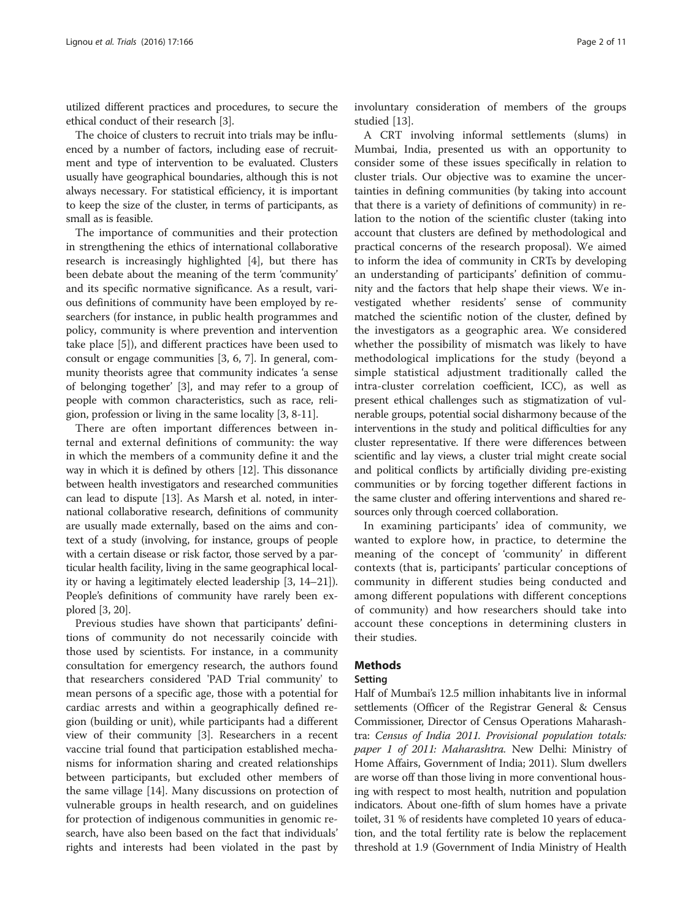utilized different practices and procedures, to secure the ethical conduct of their research [3].

The choice of clusters to recruit into trials may be influenced by a number of factors, including ease of recruitment and type of intervention to be evaluated. Clusters usually have geographical boundaries, although this is not always necessary. For statistical efficiency, it is important to keep the size of the cluster, in terms of participants, as small as is feasible.

The importance of communities and their protection in strengthening the ethics of international collaborative research is increasingly highlighted [4], but there has been debate about the meaning of the term 'community' and its specific normative significance. As a result, various definitions of community have been employed by researchers (for instance, in public health programmes and policy, community is where prevention and intervention take place [5]), and different practices have been used to consult or engage communities [3, 6, 7]. In general, community theorists agree that community indicates 'a sense of belonging together' [3], and may refer to a group of people with common characteristics, such as race, religion, profession or living in the same locality [3, 8-11].

There are often important differences between internal and external definitions of community: the way in which the members of a community define it and the way in which it is defined by others [12]. This dissonance between health investigators and researched communities can lead to dispute [13]. As Marsh et al. noted, in international collaborative research, definitions of community are usually made externally, based on the aims and context of a study (involving, for instance, groups of people with a certain disease or risk factor, those served by a particular health facility, living in the same geographical locality or having a legitimately elected leadership [3, 14–21]). People's definitions of community have rarely been explored [3, 20].

Previous studies have shown that participants' definitions of community do not necessarily coincide with those used by scientists. For instance, in a community consultation for emergency research, the authors found that researchers considered 'PAD Trial community' to mean persons of a specific age, those with a potential for cardiac arrests and within a geographically defined region (building or unit), while participants had a different view of their community [3]. Researchers in a recent vaccine trial found that participation established mechanisms for information sharing and created relationships between participants, but excluded other members of the same village [14]. Many discussions on protection of vulnerable groups in health research, and on guidelines for protection of indigenous communities in genomic research, have also been based on the fact that individuals' rights and interests had been violated in the past by involuntary consideration of members of the groups studied [13].

A CRT involving informal settlements (slums) in Mumbai, India, presented us with an opportunity to consider some of these issues specifically in relation to cluster trials. Our objective was to examine the uncertainties in defining communities (by taking into account that there is a variety of definitions of community) in relation to the notion of the scientific cluster (taking into account that clusters are defined by methodological and practical concerns of the research proposal). We aimed to inform the idea of community in CRTs by developing an understanding of participants' definition of community and the factors that help shape their views. We investigated whether residents' sense of community matched the scientific notion of the cluster, defined by the investigators as a geographic area. We considered whether the possibility of mismatch was likely to have methodological implications for the study (beyond a simple statistical adjustment traditionally called the intra-cluster correlation coefficient, ICC), as well as present ethical challenges such as stigmatization of vulnerable groups, potential social disharmony because of the interventions in the study and political difficulties for any cluster representative. If there were differences between scientific and lay views, a cluster trial might create social and political conflicts by artificially dividing pre-existing communities or by forcing together different factions in the same cluster and offering interventions and shared resources only through coerced collaboration.

In examining participants' idea of community, we wanted to explore how, in practice, to determine the meaning of the concept of 'community' in different contexts (that is, participants' particular conceptions of community in different studies being conducted and among different populations with different conceptions of community) and how researchers should take into account these conceptions in determining clusters in their studies.

## Methods

### Setting

Half of Mumbai's 12.5 million inhabitants live in informal settlements (Officer of the Registrar General & Census Commissioner, Director of Census Operations Maharashtra: *Census of India 2011. Provisional population totals: paper 1 of 2011: Maharashtra.* New Delhi: Ministry of Home Affairs, Government of India; 2011). Slum dwellers are worse off than those living in more conventional housing with respect to most health, nutrition and population indicators. About one-fifth of slum homes have a private toilet, 31 % of residents have completed 10 years of education, and the total fertility rate is below the replacement threshold at 1.9 (Government of India Ministry of Health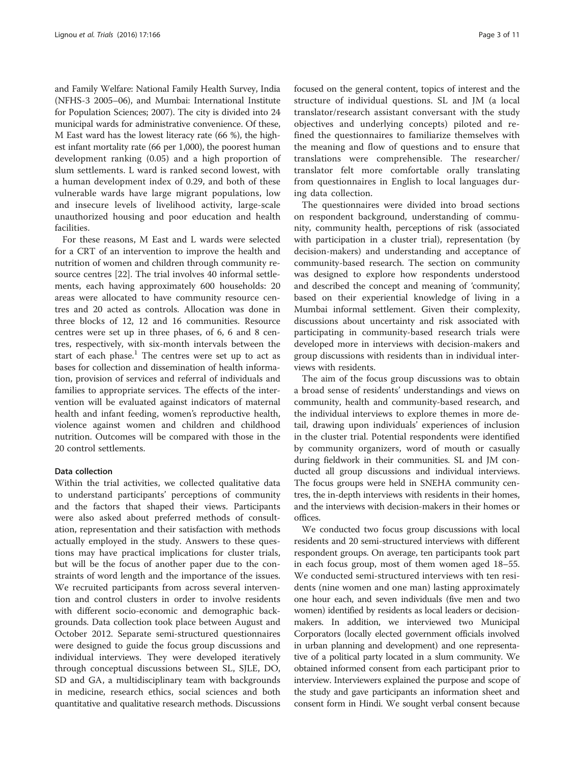and Family Welfare: National Family Health Survey, India (NFHS-3 2005–06), and Mumbai: International Institute for Population Sciences; 2007). The city is divided into 24 municipal wards for administrative convenience. Of these, M East ward has the lowest literacy rate (66 %), the highest infant mortality rate (66 per 1,000), the poorest human development ranking (0.05) and a high proportion of slum settlements. L ward is ranked second lowest, with a human development index of 0.29, and both of these vulnerable wards have large migrant populations, low and insecure levels of livelihood activity, large-scale unauthorized housing and poor education and health facilities.

For these reasons, M East and L wards were selected for a CRT of an intervention to improve the health and nutrition of women and children through community resource centres [22]. The trial involves 40 informal settlements, each having approximately 600 households: 20 areas were allocated to have community resource centres and 20 acted as controls. Allocation was done in three blocks of 12, 12 and 16 communities. Resource centres were set up in three phases, of 6, 6 and 8 centres, respectively, with six-month intervals between the start of each phase.[1] The centres were set up to act as bases for collection and dissemination of health information, provision of services and referral of individuals and families to appropriate services. The effects of the intervention will be evaluated against indicators of maternal health and infant feeding, women's reproductive health, violence against women and children and childhood nutrition. Outcomes will be compared with those in the 20 control settlements.

### Data collection

Within the trial activities, we collected qualitative data to understand participants' perceptions of community and the factors that shaped their views. Participants were also asked about preferred methods of consultation, representation and their satisfaction with methods actually employed in the study. Answers to these questions may have practical implications for cluster trials, but will be the focus of another paper due to the constraints of word length and the importance of the issues. We recruited participants from across several intervention and control clusters in order to involve residents with different socio-economic and demographic backgrounds. Data collection took place between August and October 2012. Separate semi-structured questionnaires were designed to guide the focus group discussions and individual interviews. They were developed iteratively through conceptual discussions between SL, SJLE, DO, SD and GA, a multidisciplinary team with backgrounds in medicine, research ethics, social sciences and both quantitative and qualitative research methods. Discussions focused on the general content, topics of interest and the structure of individual questions. SL and JM (a local translator/research assistant conversant with the study objectives and underlying concepts) piloted and refined the questionnaires to familiarize themselves with the meaning and flow of questions and to ensure that translations were comprehensible. The researcher/translator felt more comfortable orally translating from questionnaires in English to local languages during data collection.

The questionnaires were divided into broad sections on respondent background, understanding of community, community health, perceptions of risk (associated with participation in a cluster trial), representation (by decision-makers) and understanding and acceptance of community-based research. The section on community was designed to explore how respondents understood and described the concept and meaning of 'community', based on their experiential knowledge of living in a Mumbai informal settlement. Given their complexity, discussions about uncertainty and risk associated with participating in community-based research trials were developed more in interviews with decision-makers and group discussions with residents than in individual interviews with residents.

The aim of the focus group discussions was to obtain a broad sense of residents' understandings and views on community, health and community-based research, and the individual interviews to explore themes in more detail, drawing upon individuals' experiences of inclusion in the cluster trial. Potential respondents were identified by community organizers, word of mouth or casually during fieldwork in their communities. SL and JM conducted all group discussions and individual interviews. The focus groups were held in SNEHA community centres, the in-depth interviews with residents in their homes, and the interviews with decision-makers in their homes or offices.

We conducted two focus group discussions with local residents and 20 semi-structured interviews with different respondent groups. On average, ten participants took part in each focus group, most of them women aged 18–55. We conducted semi-structured interviews with ten residents (nine women and one man) lasting approximately one hour each, and seven individuals (five men and two women) identified by residents as local leaders or decision-makers. In addition, we interviewed two Municipal Corporators (locally elected government officials involved in urban planning and development) and one representative of a political party located in a slum community. We obtained informed consent from each participant prior to interview. Interviewers explained the purpose and scope of the study and gave participants an information sheet and consent form in Hindi. We sought verbal consent because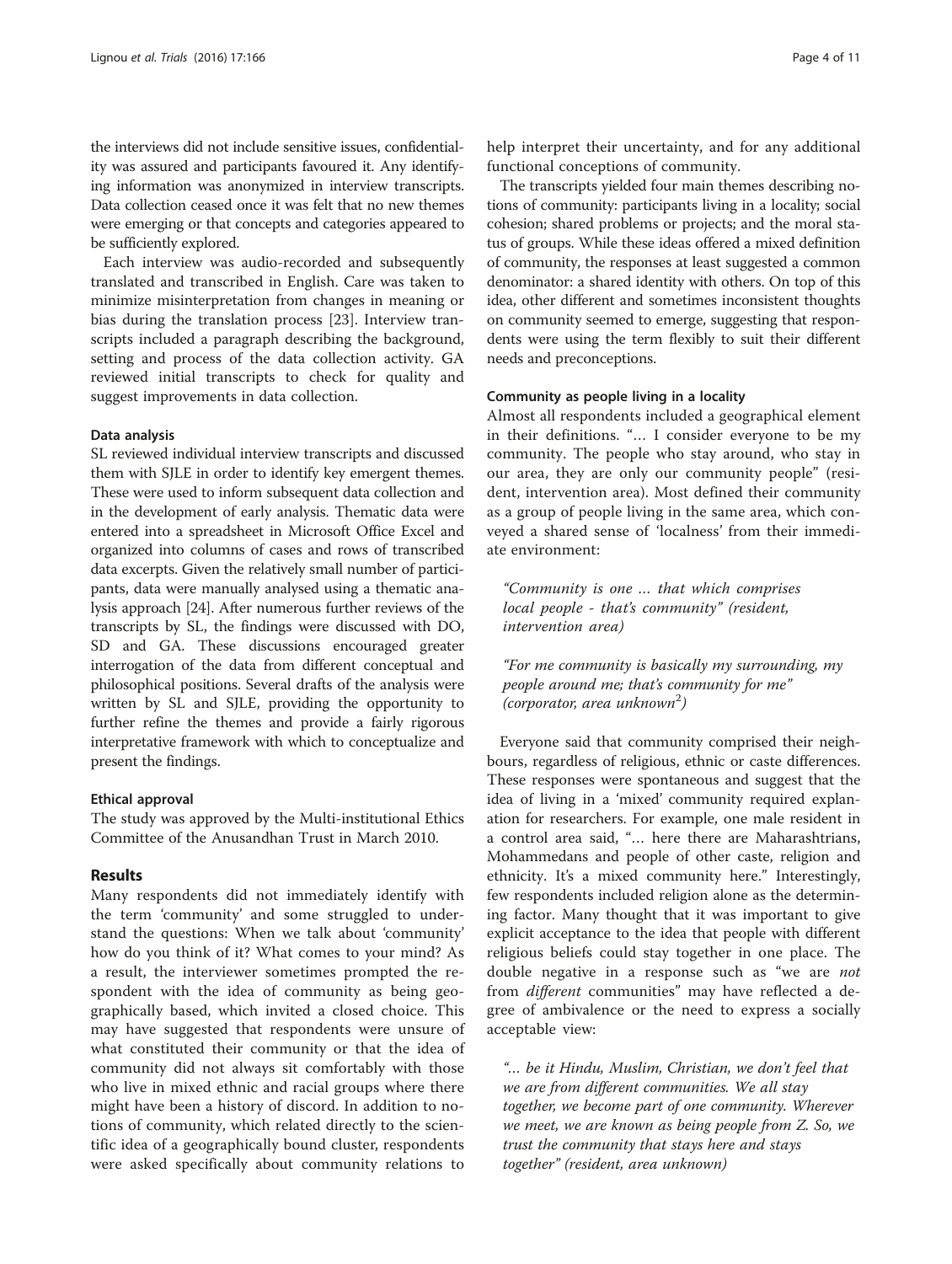the interviews did not include sensitive issues, confidentiality was assured and participants favoured it. Any identifying information was anonymized in interview transcripts. Data collection ceased once it was felt that no new themes were emerging or that concepts and categories appeared to be sufficiently explored.

Each interview was audio-recorded and subsequently translated and transcribed in English. Care was taken to minimize misinterpretation from changes in meaning or bias during the translation process [23]. Interview transcripts included a paragraph describing the background, setting and process of the data collection activity. GA reviewed initial transcripts to check for quality and suggest improvements in data collection.

### Data analysis

SL reviewed individual interview transcripts and discussed them with SJLE in order to identify key emergent themes. These were used to inform subsequent data collection and in the development of early analysis. Thematic data were entered into a spreadsheet in Microsoft Office Excel and organized into columns of cases and rows of transcribed data excerpts. Given the relatively small number of participants, data were manually analysed using a thematic analysis approach [24]. After numerous further reviews of the transcripts by SL, the findings were discussed with DO, SD and GA. These discussions encouraged greater interrogation of the data from different conceptual and philosophical positions. Several drafts of the analysis were written by SL and SJLE, providing the opportunity to further refine the themes and provide a fairly rigorous interpretative framework with which to conceptualize and present the findings.

### Ethical approval

The study was approved by the Multi-institutional Ethics Committee of the Anusandhan Trust in March 2010.

## Results

Many respondents did not immediately identify with the term 'community' and some struggled to understand the questions: When we talk about 'community' how do you think of it? What comes to your mind? As a result, the interviewer sometimes prompted the respondent with the idea of community as being geographically based, which invited a closed choice. This may have suggested that respondents were unsure of what constituted their community or that the idea of community did not always sit comfortably with those who live in mixed ethnic and racial groups where there might have been a history of discord. In addition to notions of community, which related directly to the scientific idea of a geographically bound cluster, respondents were asked specifically about community relations to help interpret their uncertainty, and for any additional functional conceptions of community.

The transcripts yielded four main themes describing notions of community: participants living in a locality; social cohesion; shared problems or projects; and the moral status of groups. While these ideas offered a mixed definition of community, the responses at least suggested a common denominator: a shared identity with others. On top of this idea, other different and sometimes inconsistent thoughts on community seemed to emerge, suggesting that respondents were using the term flexibly to suit their different needs and preconceptions.

### Community as people living in a locality

Almost all respondents included a geographical element in their definitions. "… I consider everyone to be my community. The people who stay around, who stay in our area, they are only our community people" (resident, intervention area). Most defined their community as a group of people living in the same area, which conveyed a shared sense of 'localness' from their immediate environment:

> *"Community is one … that which comprises local people - that's community" (resident, intervention area)*

> *"For me community is basically my surrounding, my people around me; that's community for me" (corporator, area unknown[2])*

Everyone said that community comprised their neighbours, regardless of religious, ethnic or caste differences. These responses were spontaneous and suggest that the idea of living in a 'mixed' community required explanation for researchers. For example, one male resident in a control area said, "… here there are Maharashtrians, Mohammedans and people of other caste, religion and ethnicity. It's a mixed community here." Interestingly, few respondents included religion alone as the determining factor. Many thought that it was important to give explicit acceptance to the idea that people with different religious beliefs could stay together in one place. The double negative in a response such as "we are *not* from *different* communities" may have reflected a degree of ambivalence or the need to express a socially acceptable view:

> *"… be it Hindu, Muslim, Christian, we don't feel that we are from different communities. We all stay together, we become part of one community. Wherever we meet, we are known as being people from Z. So, we trust the community that stays here and stays together" (resident, area unknown)*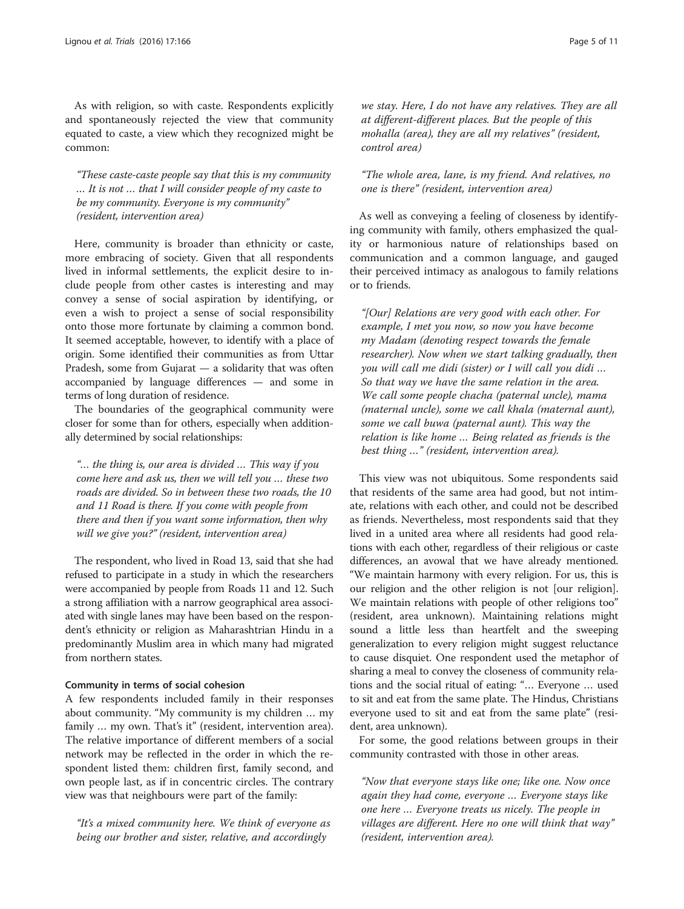As with religion, so with caste. Respondents explicitly and spontaneously rejected the view that community equated to caste, a view which they recognized might be common:

> *"These caste-caste people say that this is my community … It is not … that I will consider people of my caste to be my community. Everyone is my community" (resident, intervention area)*

Here, community is broader than ethnicity or caste, more embracing of society. Given that all respondents lived in informal settlements, the explicit desire to include people from other castes is interesting and may convey a sense of social aspiration by identifying, or even a wish to project a sense of social responsibility onto those more fortunate by claiming a common bond. It seemed acceptable, however, to identify with a place of origin. Some identified their communities as from Uttar Pradesh, some from Gujarat — a solidarity that was often accompanied by language differences — and some in terms of long duration of residence.

The boundaries of the geographical community were closer for some than for others, especially when additionally determined by social relationships:

> *"… the thing is, our area is divided … This way if you come here and ask us, then we will tell you … these two roads are divided. So in between these two roads, the 10 and 11 Road is there. If you come with people from there and then if you want some information, then why will we give you?" (resident, intervention area)*

The respondent, who lived in Road 13, said that she had refused to participate in a study in which the researchers were accompanied by people from Roads 11 and 12. Such a strong affiliation with a narrow geographical area associated with single lanes may have been based on the respondent's ethnicity or religion as Maharashtrian Hindu in a predominantly Muslim area in which many had migrated from northern states.

#### Community in terms of social cohesion

A few respondents included family in their responses about community. "My community is my children … my family … my own. That's it" (resident, intervention area). The relative importance of different members of a social network may be reflected in the order in which the respondent listed them: children first, family second, and own people last, as if in concentric circles. The contrary view was that neighbours were part of the family:

> *"It's a mixed community here. We think of everyone as being our brother and sister, relative, and accordingly we stay. Here, I do not have any relatives. They are all at different-different places. But the people of this mohalla (area), they are all my relatives" (resident, control area)*

> *"The whole area, lane, is my friend. And relatives, no one is there" (resident, intervention area)*

As well as conveying a feeling of closeness by identifying community with family, others emphasized the quality or harmonious nature of relationships based on communication and a common language, and gauged their perceived intimacy as analogous to family relations or to friends.

> *"[Our] Relations are very good with each other. For example, I met you now, so now you have become my Madam (denoting respect towards the female researcher). Now when we start talking gradually, then you will call me didi (sister) or I will call you didi … So that way we have the same relation in the area. We call some people chacha (paternal uncle), mama (maternal uncle), some we call khala (maternal aunt), some we call buwa (paternal aunt). This way the relation is like home … Being related as friends is the best thing …" (resident, intervention area).*

This view was not ubiquitous. Some respondents said that residents of the same area had good, but not intimate, relations with each other, and could not be described as friends. Nevertheless, most respondents said that they lived in a united area where all residents had good relations with each other, regardless of their religious or caste differences, an avowal that we have already mentioned. "We maintain harmony with every religion. For us, this is our religion and the other religion is not [our religion]. We maintain relations with people of other religions too" (resident, area unknown). Maintaining relations might sound a little less than heartfelt and the sweeping generalization to every religion might suggest reluctance to cause disquiet. One respondent used the metaphor of sharing a meal to convey the closeness of community relations and the social ritual of eating: "… Everyone … used to sit and eat from the same plate. The Hindus, Christians everyone used to sit and eat from the same plate" (resident, area unknown).

For some, the good relations between groups in their community contrasted with those in other areas.

> *"Now that everyone stays like one; like one. Now once again they had come, everyone … Everyone stays like one here … Everyone treats us nicely. The people in villages are different. Here no one will think that way" (resident, intervention area).*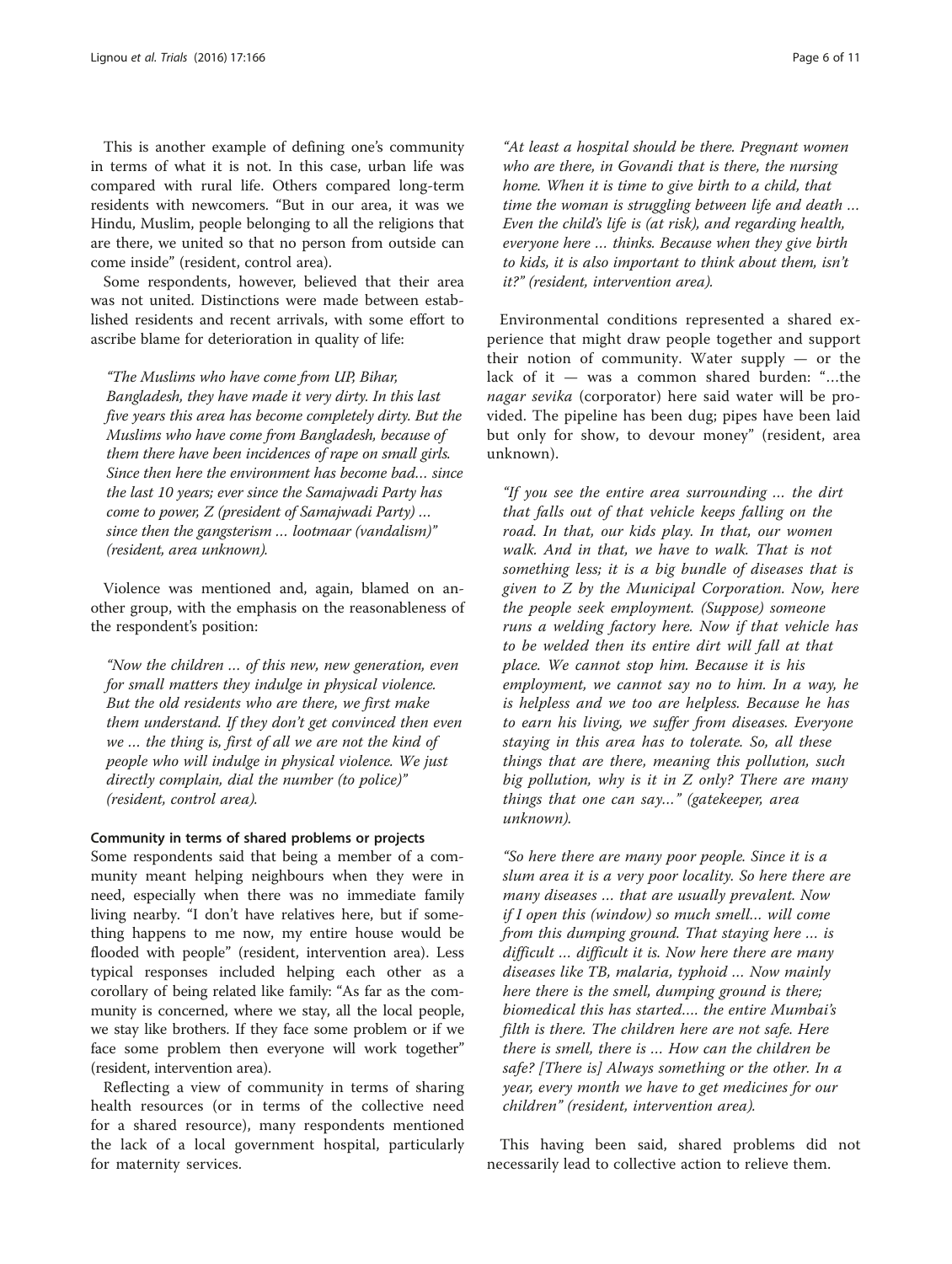This is another example of defining one's community in terms of what it is not. In this case, urban life was compared with rural life. Others compared long-term residents with newcomers. "But in our area, it was we Hindu, Muslim, people belonging to all the religions that are there, we united so that no person from outside can come inside" (resident, control area).

Some respondents, however, believed that their area was not united. Distinctions were made between established residents and recent arrivals, with some effort to ascribe blame for deterioration in quality of life:

> *"The Muslims who have come from UP, Bihar, Bangladesh, they have made it very dirty. In this last five years this area has become completely dirty. But the Muslims who have come from Bangladesh, because of them there have been incidences of rape on small girls. Since then here the environment has become bad… since the last 10 years; ever since the Samajwadi Party has come to power, Z (president of Samajwadi Party) … since then the gangsterism … lootmaar (vandalism)" (resident, area unknown).*

Violence was mentioned and, again, blamed on another group, with the emphasis on the reasonableness of the respondent's position:

> *"Now the children … of this new, new generation, even for small matters they indulge in physical violence. But the old residents who are there, we first make them understand. If they don't get convinced then even we … the thing is, first of all we are not the kind of people who will indulge in physical violence. We just directly complain, dial the number (to police)" (resident, control area).*

### Community in terms of shared problems or projects

Some respondents said that being a member of a community meant helping neighbours when they were in need, especially when there was no immediate family living nearby. "I don't have relatives here, but if something happens to me now, my entire house would be flooded with people" (resident, intervention area). Less typical responses included helping each other as a corollary of being related like family: "As far as the community is concerned, where we stay, all the local people, we stay like brothers. If they face some problem or if we face some problem then everyone will work together" (resident, intervention area).

Reflecting a view of community in terms of sharing health resources (or in terms of the collective need for a shared resource), many respondents mentioned the lack of a local government hospital, particularly for maternity services.

> *"At least a hospital should be there. Pregnant women who are there, in Govandi that is there, the nursing home. When it is time to give birth to a child, that time the woman is struggling between life and death … Even the child's life is (at risk), and regarding health, everyone here … thinks. Because when they give birth to kids, it is also important to think about them, isn't it?" (resident, intervention area).*

Environmental conditions represented a shared experience that might draw people together and support their notion of community. Water supply — or the lack of it — was a common shared burden: "…the *nagar sevika* (corporator) here said water will be provided. The pipeline has been dug; pipes have been laid but only for show, to devour money" (resident, area unknown).

> *"If you see the entire area surrounding … the dirt that falls out of that vehicle keeps falling on the road. In that, our kids play. In that, our women walk. And in that, we have to walk. That is not something less; it is a big bundle of diseases that is given to Z by the Municipal Corporation. Now, here the people seek employment. (Suppose) someone runs a welding factory here. Now if that vehicle has to be welded then its entire dirt will fall at that place. We cannot stop him. Because it is his employment, we cannot say no to him. In a way, he is helpless and we too are helpless. Because he has to earn his living, we suffer from diseases. Everyone staying in this area has to tolerate. So, all these things that are there, meaning this pollution, such big pollution, why is it in Z only? There are many things that one can say…" (gatekeeper, area unknown).*

> *"So here there are many poor people. Since it is a slum area it is a very poor locality. So here there are many diseases … that are usually prevalent. Now if I open this (window) so much smell… will come from this dumping ground. That staying here … is difficult … difficult it is. Now here there are many diseases like TB, malaria, typhoid … Now mainly here there is the smell, dumping ground is there; biomedical this has started…. the entire Mumbai's filth is there. The children here are not safe. Here there is smell, there is … How can the children be safe? [There is] Always something or the other. In a year, every month we have to get medicines for our children" (resident, intervention area).*

This having been said, shared problems did not necessarily lead to collective action to relieve them.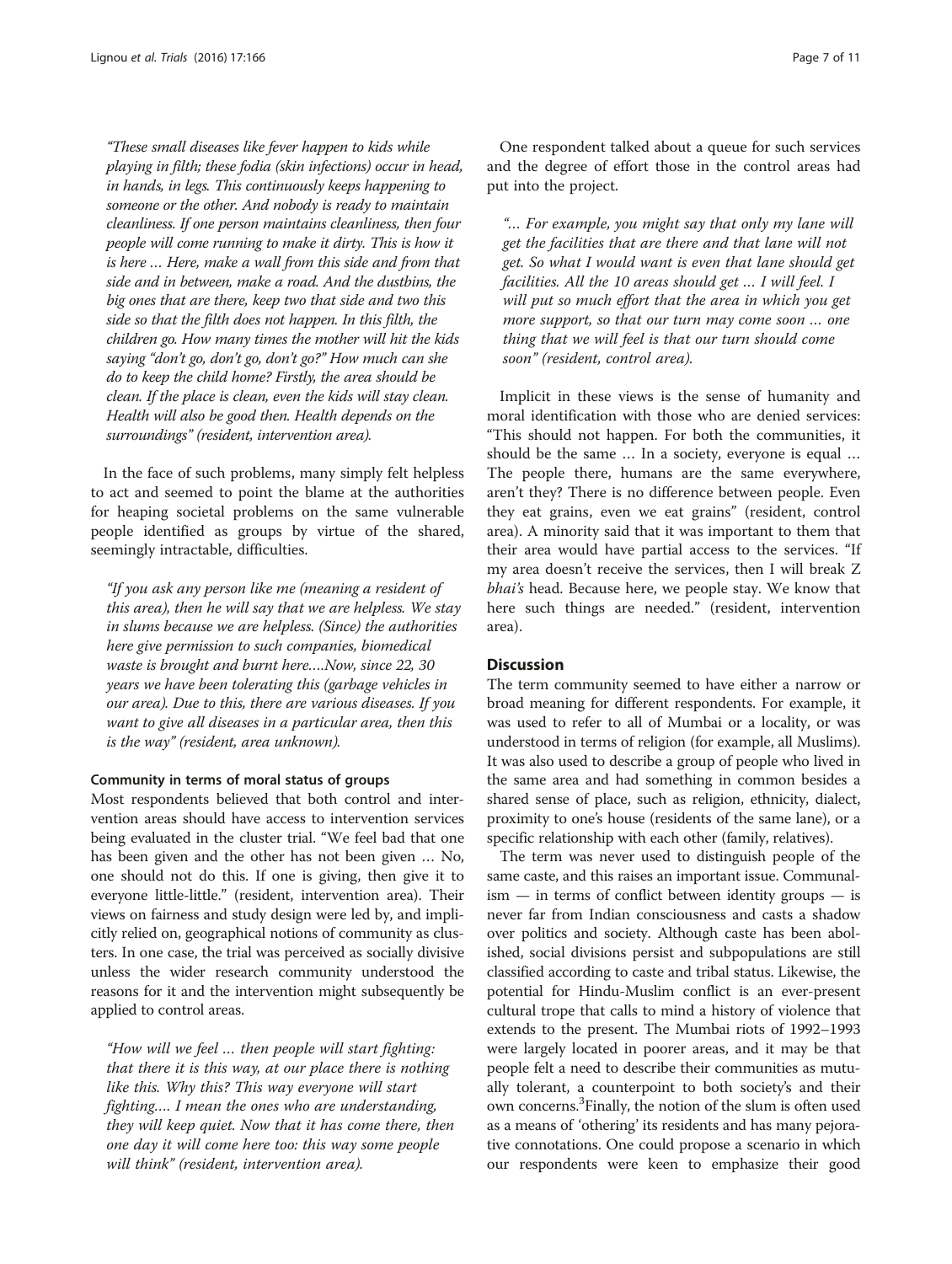*"These small diseases like fever happen to kids while playing in filth; these fodia (skin infections) occur in head, in hands, in legs. This continuously keeps happening to someone or the other. And nobody is ready to maintain cleanliness. If one person maintains cleanliness, then four people will come running to make it dirty. This is how it is here … Here, make a wall from this side and from that side and in between, make a road. And the dustbins, the big ones that are there, keep two that side and two this side so that the filth does not happen. In this filth, the children go. How many times the mother will hit the kids saying "don't go, don't go, don't go?" How much can she do to keep the child home? Firstly, the area should be clean. If the place is clean, even the kids will stay clean. Health will also be good then. Health depends on the surroundings" (resident, intervention area).*

In the face of such problems, many simply felt helpless to act and seemed to point the blame at the authorities for heaping societal problems on the same vulnerable people identified as groups by virtue of the shared, seemingly intractable, difficulties.

*"If you ask any person like me (meaning a resident of this area), then he will say that we are helpless. We stay in slums because we are helpless. (Since) the authorities here give permission to such companies, biomedical waste is brought and burnt here….Now, since 22, 30 years we have been tolerating this (garbage vehicles in our area). Due to this, there are various diseases. If you want to give all diseases in a particular area, then this is the way" (resident, area unknown).*

#### Community in terms of moral status of groups

Most respondents believed that both control and intervention areas should have access to intervention services being evaluated in the cluster trial. "We feel bad that one has been given and the other has not been given … No, one should not do this. If one is giving, then give it to everyone little-little." (resident, intervention area). Their views on fairness and study design were led by, and implicitly relied on, geographical notions of community as clusters. In one case, the trial was perceived as socially divisive unless the wider research community understood the reasons for it and the intervention might subsequently be applied to control areas.

*"How will we feel … then people will start fighting: that there it is this way, at our place there is nothing like this. Why this? This way everyone will start fighting…. I mean the ones who are understanding, they will keep quiet. Now that it has come there, then one day it will come here too: this way some people will think" (resident, intervention area).*

One respondent talked about a queue for such services and the degree of effort those in the control areas had put into the project.

*"… For example, you might say that only my lane will get the facilities that are there and that lane will not get. So what I would want is even that lane should get facilities. All the 10 areas should get … I will feel. I will put so much effort that the area in which you get more support, so that our turn may come soon … one thing that we will feel is that our turn should come soon" (resident, control area).*

Implicit in these views is the sense of humanity and moral identification with those who are denied services: "This should not happen. For both the communities, it should be the same … In a society, everyone is equal … The people there, humans are the same everywhere, aren't they? There is no difference between people. Even they eat grains, even we eat grains" (resident, control area). A minority said that it was important to them that their area would have partial access to the services. "If my area doesn't receive the services, then I will break Z *bhai's* head. Because here, we people stay. We know that here such things are needed." (resident, intervention area).

## Discussion

The term community seemed to have either a narrow or broad meaning for different respondents. For example, it was used to refer to all of Mumbai or a locality, or was understood in terms of religion (for example, all Muslims). It was also used to describe a group of people who lived in the same area and had something in common besides a shared sense of place, such as religion, ethnicity, dialect, proximity to one's house (residents of the same lane), or a specific relationship with each other (family, relatives).

The term was never used to distinguish people of the same caste, and this raises an important issue. Communalism — in terms of conflict between identity groups — is never far from Indian consciousness and casts a shadow over politics and society. Although caste has been abolished, social divisions persist and subpopulations are still classified according to caste and tribal status. Likewise, the potential for Hindu-Muslim conflict is an ever-present cultural trope that calls to mind a history of violence that extends to the present. The Mumbai riots of 1992–1993 were largely located in poorer areas, and it may be that people felt a need to describe their communities as mutually tolerant, a counterpoint to both society's and their own concerns.[3] Finally, the notion of the slum is often used as a means of 'othering' its residents and has many pejorative connotations. One could propose a scenario in which our respondents were keen to emphasize their good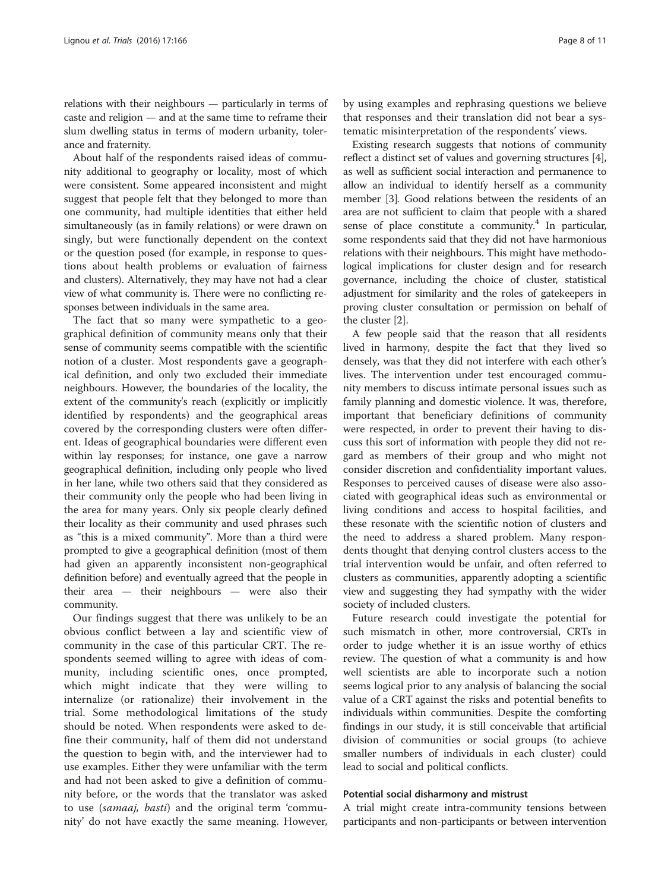relations with their neighbours — particularly in terms of caste and religion — and at the same time to reframe their slum dwelling status in terms of modern urbanity, tolerance and fraternity.

About half of the respondents raised ideas of community additional to geography or locality, most of which were consistent. Some appeared inconsistent and might suggest that people felt that they belonged to more than one community, had multiple identities that either held simultaneously (as in family relations) or were drawn on singly, but were functionally dependent on the context or the question posed (for example, in response to questions about health problems or evaluation of fairness and clusters). Alternatively, they may have not had a clear view of what community is. There were no conflicting responses between individuals in the same area.

The fact that so many were sympathetic to a geographical definition of community means only that their sense of community seems compatible with the scientific notion of a cluster. Most respondents gave a geographical definition, and only two excluded their immediate neighbours. However, the boundaries of the locality, the extent of the community's reach (explicitly or implicitly identified by respondents) and the geographical areas covered by the corresponding clusters were often different. Ideas of geographical boundaries were different even within lay responses; for instance, one gave a narrow geographical definition, including only people who lived in her lane, while two others said that they considered as their community only the people who had been living in the area for many years. Only six people clearly defined their locality as their community and used phrases such as "this is a mixed community". More than a third were prompted to give a geographical definition (most of them had given an apparently inconsistent non-geographical definition before) and eventually agreed that the people in their area — their neighbours — were also their community.

Our findings suggest that there was unlikely to be an obvious conflict between a lay and scientific view of community in the case of this particular CRT. The respondents seemed willing to agree with ideas of community, including scientific ones, once prompted, which might indicate that they were willing to internalize (or rationalize) their involvement in the trial. Some methodological limitations of the study should be noted. When respondents were asked to define their community, half of them did not understand the question to begin with, and the interviewer had to use examples. Either they were unfamiliar with the term and had not been asked to give a definition of community before, or the words that the translator was asked to use (*samaaj, basti*) and the original term 'community' do not have exactly the same meaning. However, by using examples and rephrasing questions we believe that responses and their translation did not bear a systematic misinterpretation of the respondents' views.

Existing research suggests that notions of community reflect a distinct set of values and governing structures [4], as well as sufficient social interaction and permanence to allow an individual to identify herself as a community member [3]. Good relations between the residents of an area are not sufficient to claim that people with a shared sense of place constitute a community.[4] In particular, some respondents said that they did not have harmonious relations with their neighbours. This might have methodological implications for cluster design and for research governance, including the choice of cluster, statistical adjustment for similarity and the roles of gatekeepers in proving cluster consultation or permission on behalf of the cluster [2].

A few people said that the reason that all residents lived in harmony, despite the fact that they lived so densely, was that they did not interfere with each other's lives. The intervention under test encouraged community members to discuss intimate personal issues such as family planning and domestic violence. It was, therefore, important that beneficiary definitions of community were respected, in order to prevent their having to discuss this sort of information with people they did not regard as members of their group and who might not consider discretion and confidentiality important values. Responses to perceived causes of disease were also associated with geographical ideas such as environmental or living conditions and access to hospital facilities, and these resonate with the scientific notion of clusters and the need to address a shared problem. Many respondents thought that denying control clusters access to the trial intervention would be unfair, and often referred to clusters as communities, apparently adopting a scientific view and suggesting they had sympathy with the wider society of included clusters.

Future research could investigate the potential for such mismatch in other, more controversial, CRTs in order to judge whether it is an issue worthy of ethics review. The question of what a community is and how well scientists are able to incorporate such a notion seems logical prior to any analysis of balancing the social value of a CRT against the risks and potential benefits to individuals within communities. Despite the comforting findings in our study, it is still conceivable that artificial division of communities or social groups (to achieve smaller numbers of individuals in each cluster) could lead to social and political conflicts.

#### Potential social disharmony and mistrust

A trial might create intra-community tensions between participants and non-participants or between intervention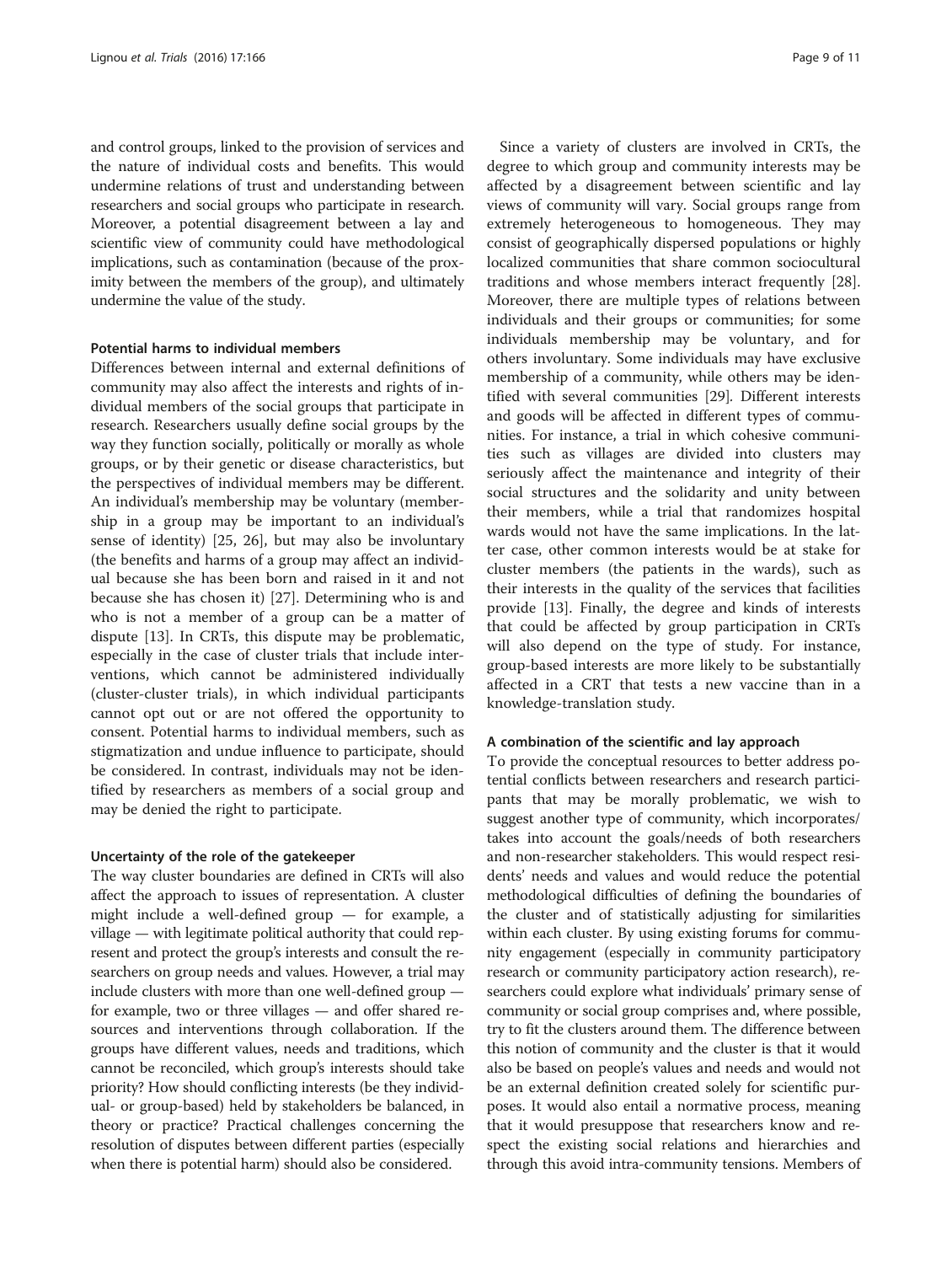and control groups, linked to the provision of services and the nature of individual costs and benefits. This would undermine relations of trust and understanding between researchers and social groups who participate in research. Moreover, a potential disagreement between a lay and scientific view of community could have methodological implications, such as contamination (because of the proximity between the members of the group), and ultimately undermine the value of the study.

#### Potential harms to individual members

Differences between internal and external definitions of community may also affect the interests and rights of individual members of the social groups that participate in research. Researchers usually define social groups by the way they function socially, politically or morally as whole groups, or by their genetic or disease characteristics, but the perspectives of individual members may be different. An individual's membership may be voluntary (membership in a group may be important to an individual's sense of identity) [25, 26], but may also be involuntary (the benefits and harms of a group may affect an individual because she has been born and raised in it and not because she has chosen it) [27]. Determining who is and who is not a member of a group can be a matter of dispute [13]. In CRTs, this dispute may be problematic, especially in the case of cluster trials that include interventions, which cannot be administered individually (cluster-cluster trials), in which individual participants cannot opt out or are not offered the opportunity to consent. Potential harms to individual members, such as stigmatization and undue influence to participate, should be considered. In contrast, individuals may not be identified by researchers as members of a social group and may be denied the right to participate.

#### Uncertainty of the role of the gatekeeper

The way cluster boundaries are defined in CRTs will also affect the approach to issues of representation. A cluster might include a well-defined group — for example, a village — with legitimate political authority that could represent and protect the group's interests and consult the researchers on group needs and values. However, a trial may include clusters with more than one well-defined group — for example, two or three villages — and offer shared resources and interventions through collaboration. If the groups have different values, needs and traditions, which cannot be reconciled, which group's interests should take priority? How should conflicting interests (be they individual- or group-based) held by stakeholders be balanced, in theory or practice? Practical challenges concerning the resolution of disputes between different parties (especially when there is potential harm) should also be considered.

Since a variety of clusters are involved in CRTs, the degree to which group and community interests may be affected by a disagreement between scientific and lay views of community will vary. Social groups range from extremely heterogeneous to homogeneous. They may consist of geographically dispersed populations or highly localized communities that share common sociocultural traditions and whose members interact frequently [28]. Moreover, there are multiple types of relations between individuals and their groups or communities; for some individuals membership may be voluntary, and for others involuntary. Some individuals may have exclusive membership of a community, while others may be identified with several communities [29]. Different interests and goods will be affected in different types of communities. For instance, a trial in which cohesive communities such as villages are divided into clusters may seriously affect the maintenance and integrity of their social structures and the solidarity and unity between their members, while a trial that randomizes hospital wards would not have the same implications. In the latter case, other common interests would be at stake for cluster members (the patients in the wards), such as their interests in the quality of the services that facilities provide [13]. Finally, the degree and kinds of interests that could be affected by group participation in CRTs will also depend on the type of study. For instance, group-based interests are more likely to be substantially affected in a CRT that tests a new vaccine than in a knowledge-translation study.

#### A combination of the scientific and lay approach

To provide the conceptual resources to better address potential conflicts between researchers and research participants that may be morally problematic, we wish to suggest another type of community, which incorporates/takes into account the goals/needs of both researchers and non-researcher stakeholders. This would respect residents' needs and values and would reduce the potential methodological difficulties of defining the boundaries of the cluster and of statistically adjusting for similarities within each cluster. By using existing forums for community engagement (especially in community participatory research or community participatory action research), researchers could explore what individuals' primary sense of community or social group comprises and, where possible, try to fit the clusters around them. The difference between this notion of community and the cluster is that it would also be based on people's values and needs and would not be an external definition created solely for scientific purposes. It would also entail a normative process, meaning that it would presuppose that researchers know and respect the existing social relations and hierarchies and through this avoid intra-community tensions. Members of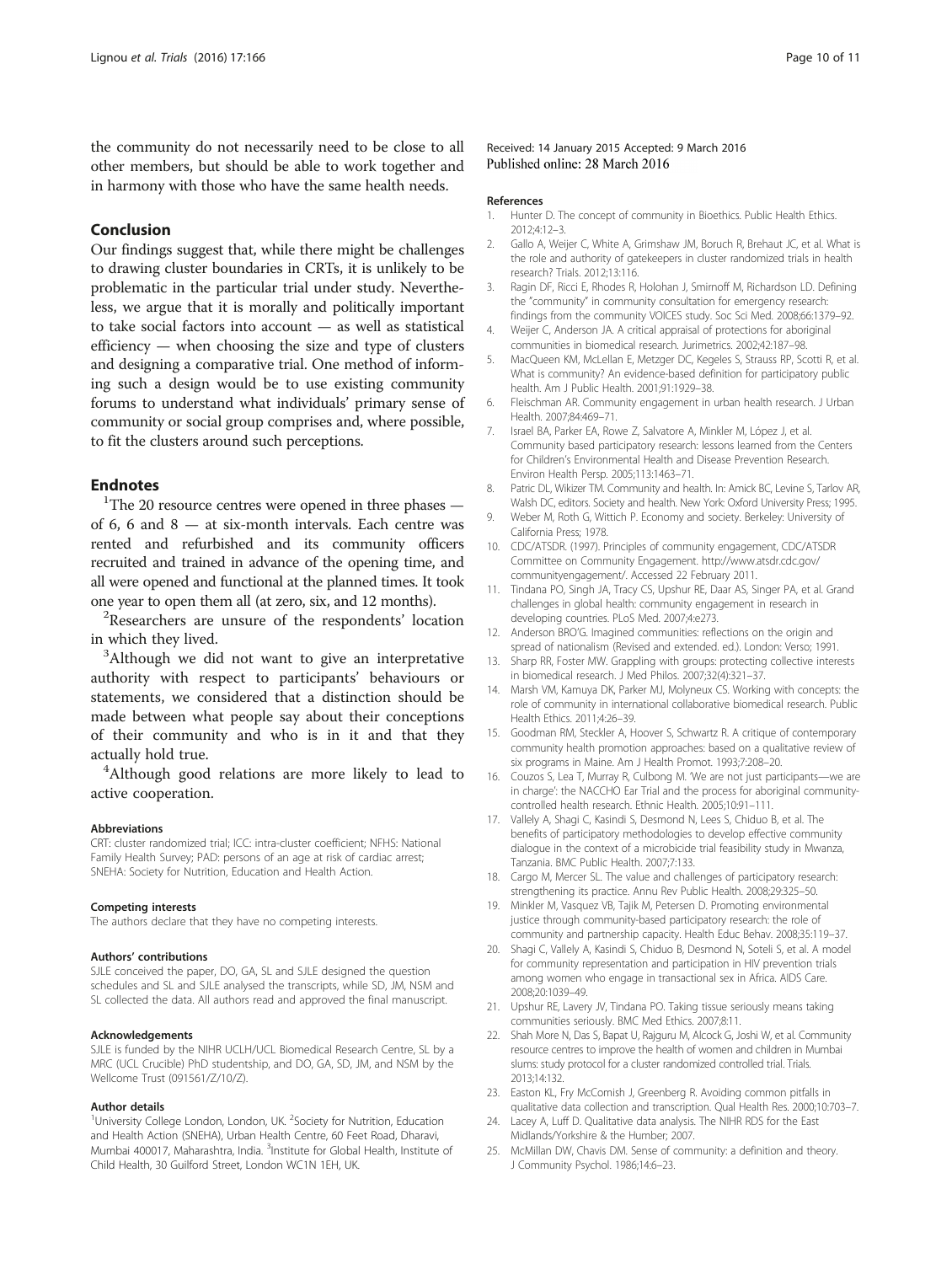the community do not necessarily need to be close to all other members, but should be able to work together and in harmony with those who have the same health needs.

## Conclusion

Our findings suggest that, while there might be challenges to drawing cluster boundaries in CRTs, it is unlikely to be problematic in the particular trial under study. Nevertheless, we argue that it is morally and politically important to take social factors into account — as well as statistical efficiency — when choosing the size and type of clusters and designing a comparative trial. One method of informing such a design would be to use existing community forums to understand what individuals' primary sense of community or social group comprises and, where possible, to fit the clusters around such perceptions.

## Endnotes

[1]The 20 resource centres were opened in three phases — of 6, 6 and 8 — at six-month intervals. Each centre was rented and refurbished and its community officers recruited and trained in advance of the opening time, and all were opened and functional at the planned times. It took one year to open them all (at zero, six, and 12 months).

[2]Researchers are unsure of the respondents' location in which they lived.

[3]Although we did not want to give an interpretative authority with respect to participants' behaviours or statements, we considered that a distinction should be made between what people say about their conceptions of their community and who is in it and that they actually hold true.

[4]Although good relations are more likely to lead to active cooperation.

#### Abbreviations

CRT: cluster randomized trial; ICC: intra-cluster coefficient; NFHS: National Family Health Survey; PAD: persons of an age at risk of cardiac arrest; SNEHA: Society for Nutrition, Education and Health Action.

#### Competing interests

The authors declare that they have no competing interests.

#### Authors' contributions

SJLE conceived the paper, DO, GA, SL and SJLE designed the question schedules and SL and SJLE analysed the transcripts, while SD, JM, NSM and SL collected the data. All authors read and approved the final manuscript.

#### Acknowledgements

SJLE is funded by the NIHR UCLH/UCL Biomedical Research Centre, SL by a MRC (UCL Crucible) PhD studentship, and DO, GA, SD, JM, and NSM by the Wellcome Trust (091561/Z/10/Z).

#### Author details

[1]University College London, London, UK. [2]Society for Nutrition, Education and Health Action (SNEHA), Urban Health Centre, 60 Feet Road, Dharavi, Mumbai 400017, Maharashtra, India. [3]Institute for Global Health, Institute of Child Health, 30 Guilford Street, London WC1N 1EH, UK.

Received: 14 January 2015 Accepted: 9 March 2016
Published online: 28 March 2016

#### References

1. Hunter D. The concept of community in Bioethics. Public Health Ethics. 2012;4:12–3.
2. Gallo A, Weijer C, White A, Grimshaw JM, Boruch R, Brehaut JC, et al. What is the role and authority of gatekeepers in cluster randomized trials in health research? Trials. 2012;13:116.
3. Ragin DF, Ricci E, Rhodes R, Holohan J, Smirnoff M, Richardson LD. Defining the "community" in community consultation for emergency research: findings from the community VOICES study. Soc Sci Med. 2008;66:1379–92.
4. Weijer C, Anderson JA. A critical appraisal of protections for aboriginal communities in biomedical research. Jurimetrics. 2002;42:187–98.
5. MacQueen KM, McLellan E, Metzger DC, Kegeles S, Strauss RP, Scotti R, et al. What is community? An evidence-based definition for participatory public health. Am J Public Health. 2001;91:1929–38.
6. Fleischman AR. Community engagement in urban health research. J Urban Health. 2007;84:469–71.
7. Israel BA, Parker EA, Rowe Z, Salvatore A, Minkler M, López J, et al. Community based participatory research: lessons learned from the Centers for Children's Environmental Health and Disease Prevention Research. Environ Health Persp. 2005;113:1463–71.
8. Patric DL, Wikizer TM. Community and health. In: Amick BC, Levine S, Tarlov AR, Walsh DC, editors. Society and health. New York: Oxford University Press; 1995.
9. Weber M, Roth G, Wittich P. Economy and society. Berkeley: University of California Press; 1978.
10. CDC/ATSDR. (1997). Principles of community engagement, CDC/ATSDR Committee on Community Engagement. http://www.atsdr.cdc.gov/communityengagement/. Accessed 22 February 2011.
11. Tindana PO, Singh JA, Tracy CS, Upshur RE, Daar AS, Singer PA, et al. Grand challenges in global health: community engagement in research in developing countries. PLoS Med. 2007;4:e273.
12. Anderson BRO'G. Imagined communities: reflections on the origin and spread of nationalism (Revised and extended. ed.). London: Verso; 1991.
13. Sharp RR, Foster MW. Grappling with groups: protecting collective interests in biomedical research. J Med Philos. 2007;32(4):321–37.
14. Marsh VM, Kamuya DK, Parker MJ, Molyneux CS. Working with concepts: the role of community in international collaborative biomedical research. Public Health Ethics. 2011;4:26–39.
15. Goodman RM, Steckler A, Hoover S, Schwartz R. A critique of contemporary community health promotion approaches: based on a qualitative review of six programs in Maine. Am J Health Promot. 1993;7:208–20.
16. Couzos S, Lea T, Murray R, Culbong M. 'We are not just participants—we are in charge': the NACCHO Ear Trial and the process for aboriginal community-controlled health research. Ethnic Health. 2005;10:91–111.
17. Vallely A, Shagi C, Kasindi S, Desmond N, Lees S, Chiduo B, et al. The benefits of participatory methodologies to develop effective community dialogue in the context of a microbicide trial feasibility study in Mwanza, Tanzania. BMC Public Health. 2007;7:133.
18. Cargo M, Mercer SL. The value and challenges of participatory research: strengthening its practice. Annu Rev Public Health. 2008;29:325–50.
19. Minkler M, Vasquez VB, Tajik M, Petersen D. Promoting environmental justice through community-based participatory research: the role of community and partnership capacity. Health Educ Behav. 2008;35:119–37.
20. Shagi C, Vallely A, Kasindi S, Chiduo B, Desmond N, Soteli S, et al. A model for community representation and participation in HIV prevention trials among women who engage in transactional sex in Africa. AIDS Care. 2008;20:1039–49.
21. Upshur RE, Lavery JV, Tindana PO. Taking tissue seriously means taking communities seriously. BMC Med Ethics. 2007;8:11.
22. Shah More N, Das S, Bapat U, Rajguru M, Alcock G, Joshi W, et al. Community resource centres to improve the health of women and children in Mumbai slums: study protocol for a cluster randomized controlled trial. Trials. 2013;14:132.
23. Easton KL, Fry McComish J, Greenberg R. Avoiding common pitfalls in qualitative data collection and transcription. Qual Health Res. 2000;10:703–7.
24. Lacey A, Luff D. Qualitative data analysis. The NIHR RDS for the East Midlands/Yorkshire & the Humber; 2007.
25. McMillan DW, Chavis DM. Sense of community: a definition and theory. J Community Psychol. 1986;14:6–23.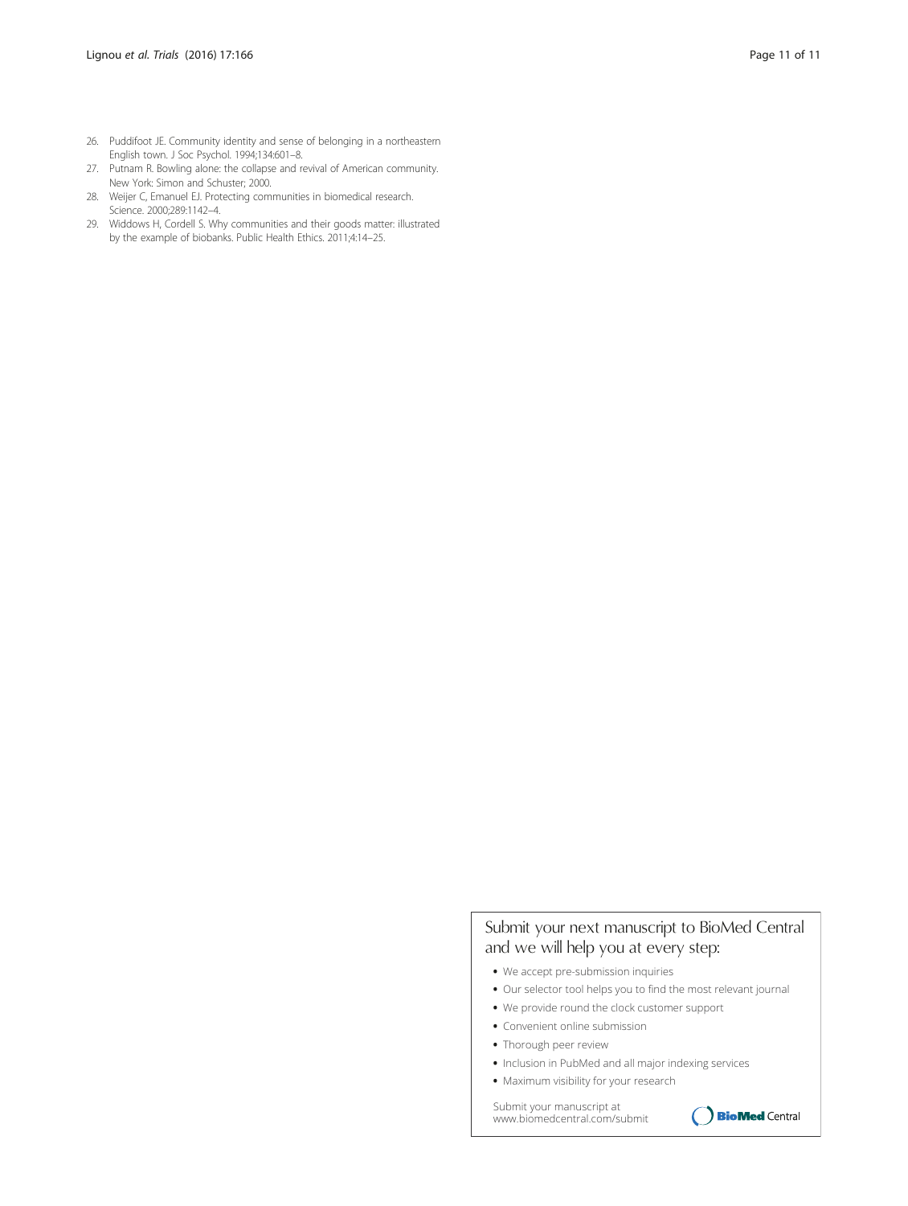26. Puddifoot JE. Community identity and sense of belonging in a northeastern English town. J Soc Psychol. 1994;134:601–8.
27. Putnam R. Bowling alone: the collapse and revival of American community. New York: Simon and Schuster; 2000.
28. Weijer C, Emanuel EJ. Protecting communities in biomedical research. Science. 2000;289:1142–4.
29. Widdows H, Cordell S. Why communities and their goods matter: illustrated by the example of biobanks. Public Health Ethics. 2011;4:14–25.

Submit your next manuscript to BioMed Central and we will help you at every step:

- We accept pre-submission inquiries
- Our selector tool helps you to find the most relevant journal
- We provide round the clock customer support
- Convenient online submission
- Thorough peer review
- Inclusion in PubMed and all major indexing services
- Maximum visibility for your research

Submit your manuscript at
www.biomedcentral.com/submit

BioMed Central